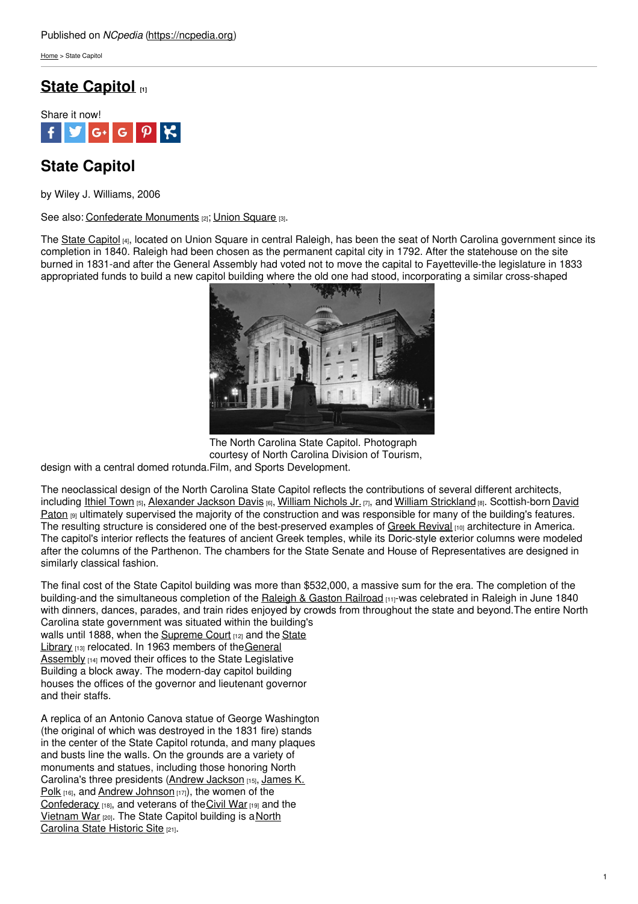Published on *NCpedia* (https://ncpedia.org)

Home > State Capitol

# State Capitol [1]

Share it now!

## State Capitol

by Wiley J. Williams, 2006

See also: Confederate Monuments [2]; Union Square [3].

The State Capitol [4], located on Union Square in central Raleigh, has been the seat of North Carolina government since its completion in 1840. Raleigh had been chosen as the permanent capital city in 1792. After the statehouse on the site burned in 1831-and after the General Assembly had voted not to move the capital to Fayetteville-the legislature in 1833 appropriated funds to build a new capitol building where the old one had stood, incorporating a similar cross-shaped design with a central domed rotunda.

The North Carolina State Capitol. Photograph courtesy of North Carolina Division of Tourism, Film, and Sports Development.

The neoclassical design of the North Carolina State Capitol reflects the contributions of several different architects, including Ithiel Town [5], Alexander Jackson Davis [6], William Nichols Jr. [7], and William Strickland [8]. Scottish-born David Paton [9] ultimately supervised the majority of the construction and was responsible for many of the building's features. The resulting structure is considered one of the best-preserved examples of Greek Revival [10] architecture in America. The capitol's interior reflects the features of ancient Greek temples, while its Doric-style exterior columns were modeled after the columns of the Parthenon. The chambers for the State Senate and House of Representatives are designed in similarly classical fashion.

The final cost of the State Capitol building was more than $532,000, a massive sum for the era. The completion of the building-and the simultaneous completion of the Raleigh & Gaston Railroad [11]-was celebrated in Raleigh in June 1840 with dinners, dances, parades, and train rides enjoyed by crowds from throughout the state and beyond.The entire North Carolina state government was situated within the building's walls until 1888, when the Supreme Court [12] and the State Library [13] relocated. In 1963 members of the General Assembly [14] moved their offices to the State Legislative Building a block away. The modern-day capitol building houses the offices of the governor and lieutenant governor and their staffs.

A replica of an Antonio Canova statue of George Washington (the original of which was destroyed in the 1831 fire) stands in the center of the State Capitol rotunda, and many plaques and busts line the walls. On the grounds are a variety of monuments and statues, including those honoring North Carolina's three presidents (Andrew Jackson [15], James K. Polk [16], and Andrew Johnson [17]), the women of the Confederacy [18], and veterans of the Civil War [19] and the Vietnam War [20]. The State Capitol building is a North Carolina State Historic Site [21].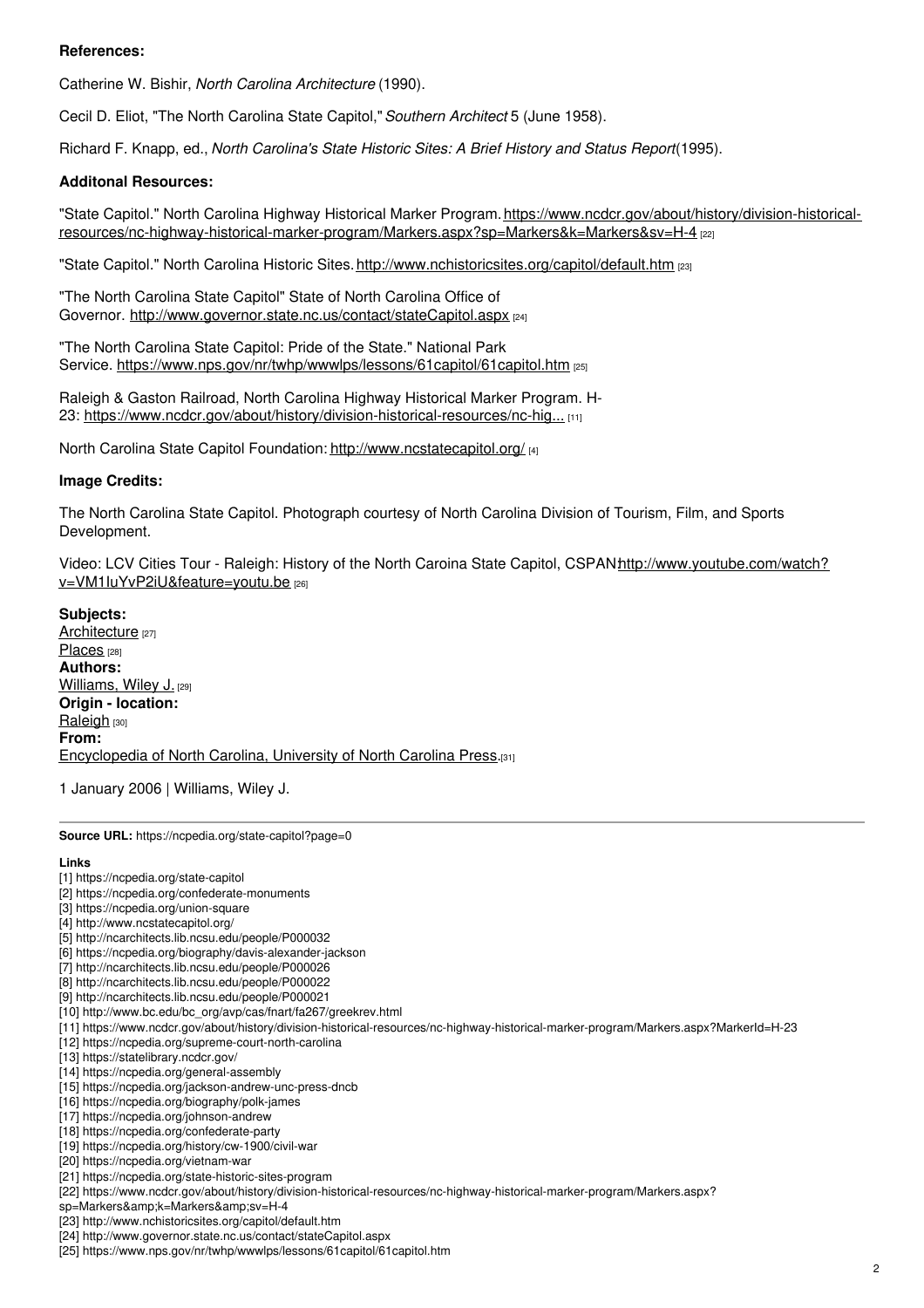**References:**

Catherine W. Bishir, *North Carolina Architecture* (1990).

Cecil D. Eliot, "The North Carolina State Capitol," *Southern Architect* 5 (June 1958).

Richard F. Knapp, ed., *North Carolina's State Historic Sites: A Brief History and Status Report*(1995).

**Additonal Resources:**

"State Capitol." North Carolina Highway Historical Marker Program. https://www.ncdcr.gov/about/history/division-historical-resources/nc-highway-historical-marker-program/Markers.aspx?sp=Markers&k=Markers&sv=H-4 [22]

"State Capitol." North Carolina Historic Sites. http://www.nchistoricsites.org/capitol/default.htm [23]

"The North Carolina State Capitol" State of North Carolina Office of Governor. http://www.governor.state.nc.us/contact/stateCapitol.aspx [24]

"The North Carolina State Capitol: Pride of the State." National Park Service. https://www.nps.gov/nr/twhp/wwwlps/lessons/61capitol/61capitol.htm [25]

Raleigh & Gaston Railroad, North Carolina Highway Historical Marker Program. H-23: https://www.ncdcr.gov/about/history/division-historical-resources/nc-hig... [11]

North Carolina State Capitol Foundation: http://www.ncstatecapitol.org/ [4]

**Image Credits:**

The North Carolina State Capitol. Photograph courtesy of North Carolina Division of Tourism, Film, and Sports Development.

Video: LCV Cities Tour - Raleigh: History of the North Caroina State Capitol, CSPAN: http://www.youtube.com/watch?v=VM1luYvP2iU&feature=youtu.be [26]

**Subjects:**
Architecture [27]
Places [28]
**Authors:**
Williams, Wiley J. [29]
**Origin - location:**
Raleigh [30]
**From:**
Encyclopedia of North Carolina, University of North Carolina Press.[31]

1 January 2006 | Williams, Wiley J.

---

**Source URL:** https://ncpedia.org/state-capitol?page=0

**Links**
[1] https://ncpedia.org/state-capitol
[2] https://ncpedia.org/confederate-monuments
[3] https://ncpedia.org/union-square
[4] http://www.ncstatecapitol.org/
[5] http://ncarchitects.lib.ncsu.edu/people/P000032
[6] https://ncpedia.org/biography/davis-alexander-jackson
[7] http://ncarchitects.lib.ncsu.edu/people/P000026
[8] http://ncarchitects.lib.ncsu.edu/people/P000022
[9] http://ncarchitects.lib.ncsu.edu/people/P000021
[10] http://www.bc.edu/bc_org/avp/cas/fnart/fa267/greekrev.html
[11] https://www.ncdcr.gov/about/history/division-historical-resources/nc-highway-historical-marker-program/Markers.aspx?MarkerId=H-23
[12] https://ncpedia.org/supreme-court-north-carolina
[13] https://statelibrary.ncdcr.gov/
[14] https://ncpedia.org/general-assembly
[15] https://ncpedia.org/jackson-andrew-unc-press-dncb
[16] https://ncpedia.org/biography/polk-james
[17] https://ncpedia.org/johnson-andrew
[18] https://ncpedia.org/confederate-party
[19] https://ncpedia.org/history/cw-1900/civil-war
[20] https://ncpedia.org/vietnam-war
[21] https://ncpedia.org/state-historic-sites-program
[22] https://www.ncdcr.gov/about/history/division-historical-resources/nc-highway-historical-marker-program/Markers.aspx?sp=Markers&amp;k=Markers&amp;sv=H-4
[23] http://www.nchistoricsites.org/capitol/default.htm
[24] http://www.governor.state.nc.us/contact/stateCapitol.aspx
[25] https://www.nps.gov/nr/twhp/wwwlps/lessons/61capitol/61capitol.htm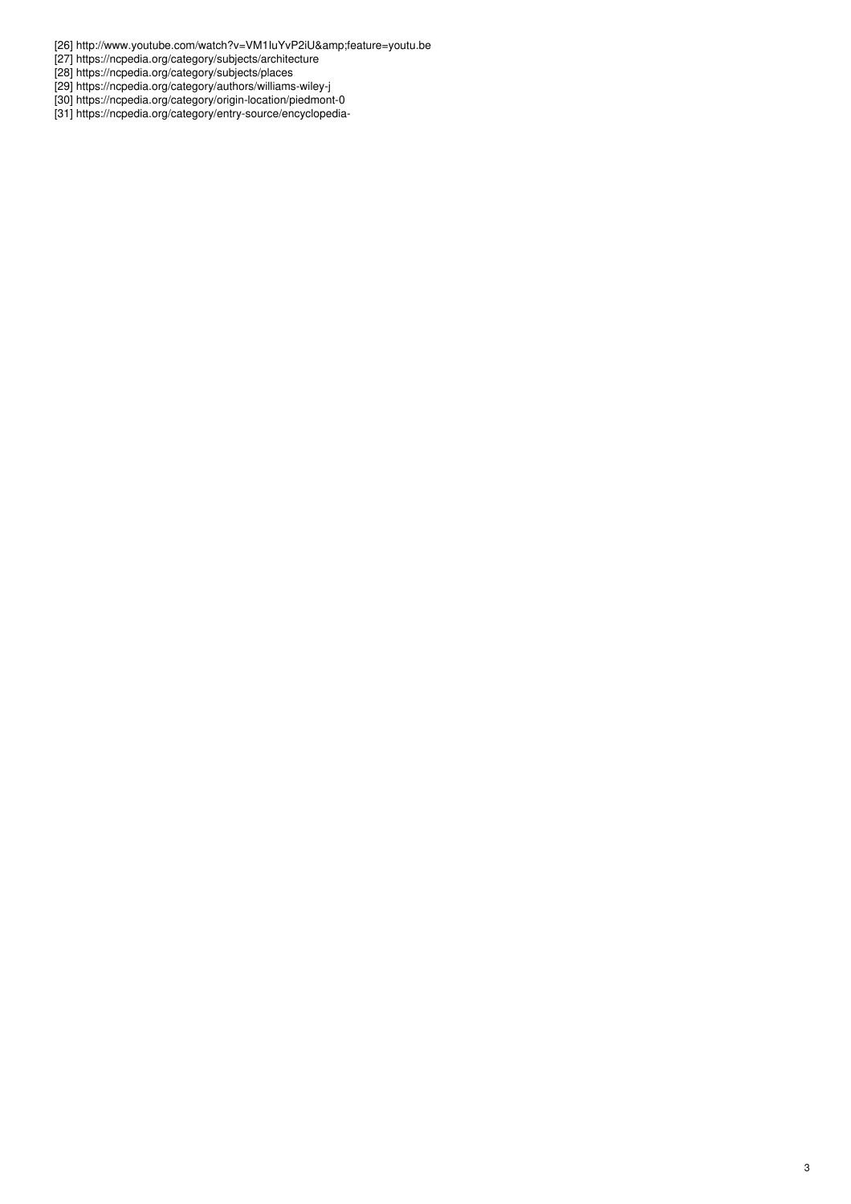[26] http://www.youtube.com/watch?v=VM1IuYvP2iU&amp;feature=youtu.be
[27] https://ncpedia.org/category/subjects/architecture
[28] https://ncpedia.org/category/subjects/places
[29] https://ncpedia.org/category/authors/williams-wiley-j
[30] https://ncpedia.org/category/origin-location/piedmont-0
[31] https://ncpedia.org/category/entry-source/encyclopedia-